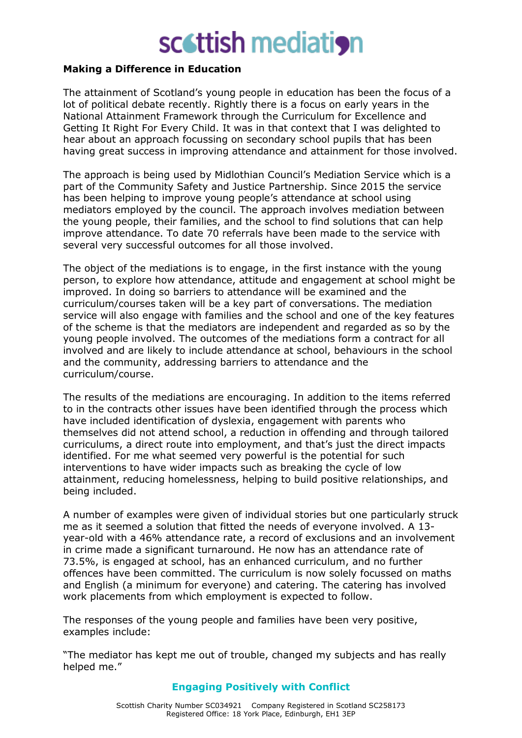**Making a Difference in Education**

The attainment of Scotland's young people in education has been the focus of a lot of political debate recently. Rightly there is a focus on early years in the National Attainment Framework through the Curriculum for Excellence and Getting It Right For Every Child. It was in that context that I was delighted to hear about an approach focussing on secondary school pupils that has been having great success in improving attendance and attainment for those involved.

The approach is being used by Midlothian Council's Mediation Service which is a part of the Community Safety and Justice Partnership. Since 2015 the service has been helping to improve young people's attendance at school using mediators employed by the council. The approach involves mediation between the young people, their families, and the school to find solutions that can help improve attendance. To date 70 referrals have been made to the service with several very successful outcomes for all those involved.

The object of the mediations is to engage, in the first instance with the young person, to explore how attendance, attitude and engagement at school might be improved. In doing so barriers to attendance will be examined and the curriculum/courses taken will be a key part of conversations. The mediation service will also engage with families and the school and one of the key features of the scheme is that the mediators are independent and regarded as so by the young people involved. The outcomes of the mediations form a contract for all involved and are likely to include attendance at school, behaviours in the school and the community, addressing barriers to attendance and the curriculum/course.

The results of the mediations are encouraging. In addition to the items referred to in the contracts other issues have been identified through the process which have included identification of dyslexia, engagement with parents who themselves did not attend school, a reduction in offending and through tailored curriculums, a direct route into employment, and that's just the direct impacts identified. For me what seemed very powerful is the potential for such interventions to have wider impacts such as breaking the cycle of low attainment, reducing homelessness, helping to build positive relationships, and being included.

A number of examples were given of individual stories but one particularly struck me as it seemed a solution that fitted the needs of everyone involved. A 13-year-old with a 46% attendance rate, a record of exclusions and an involvement in crime made a significant turnaround. He now has an attendance rate of 73.5%, is engaged at school, has an enhanced curriculum, and no further offences have been committed. The curriculum is now solely focussed on maths and English (a minimum for everyone) and catering. The catering has involved work placements from which employment is expected to follow.

The responses of the young people and families have been very positive, examples include:

"The mediator has kept me out of trouble, changed my subjects and has really helped me."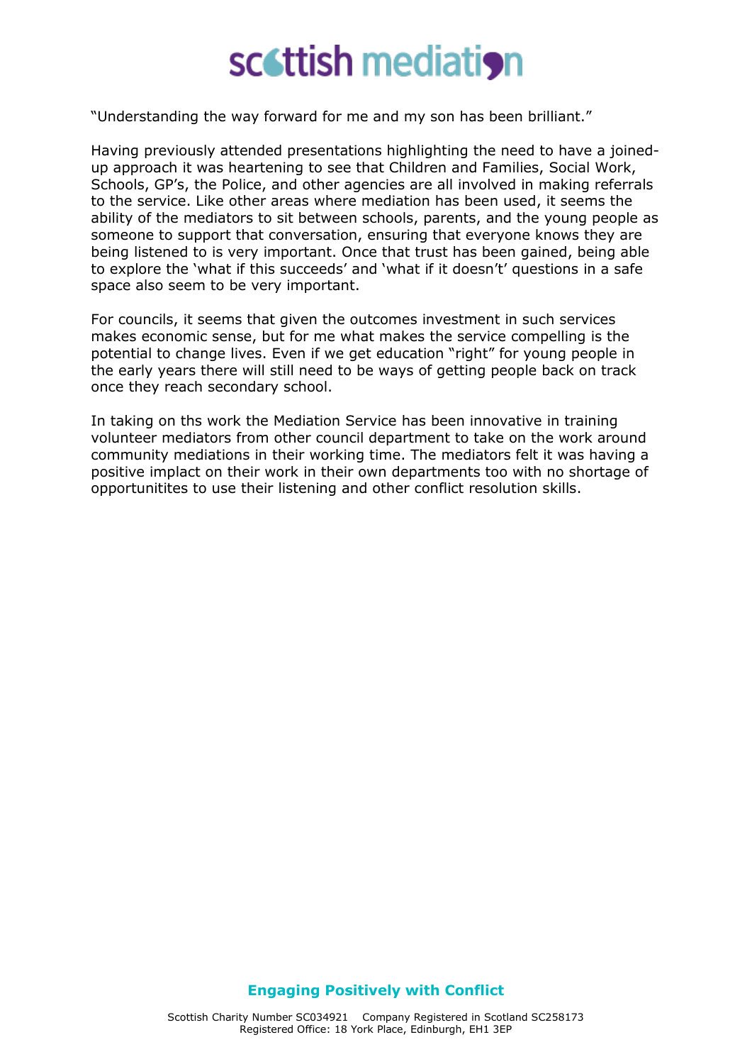"Understanding the way forward for me and my son has been brilliant."

Having previously attended presentations highlighting the need to have a joined-up approach it was heartening to see that Children and Families, Social Work, Schools, GP's, the Police, and other agencies are all involved in making referrals to the service. Like other areas where mediation has been used, it seems the ability of the mediators to sit between schools, parents, and the young people as someone to support that conversation, ensuring that everyone knows they are being listened to is very important. Once that trust has been gained, being able to explore the 'what if this succeeds' and 'what if it doesn't' questions in a safe space also seem to be very important.

For councils, it seems that given the outcomes investment in such services makes economic sense, but for me what makes the service compelling is the potential to change lives. Even if we get education "right" for young people in the early years there will still need to be ways of getting people back on track once they reach secondary school.

In taking on ths work the Mediation Service has been innovative in training volunteer mediators from other council department to take on the work around community mediations in their working time. The mediators felt it was having a positive implact on their work in their own departments too with no shortage of opportunitites to use their listening and other conflict resolution skills.